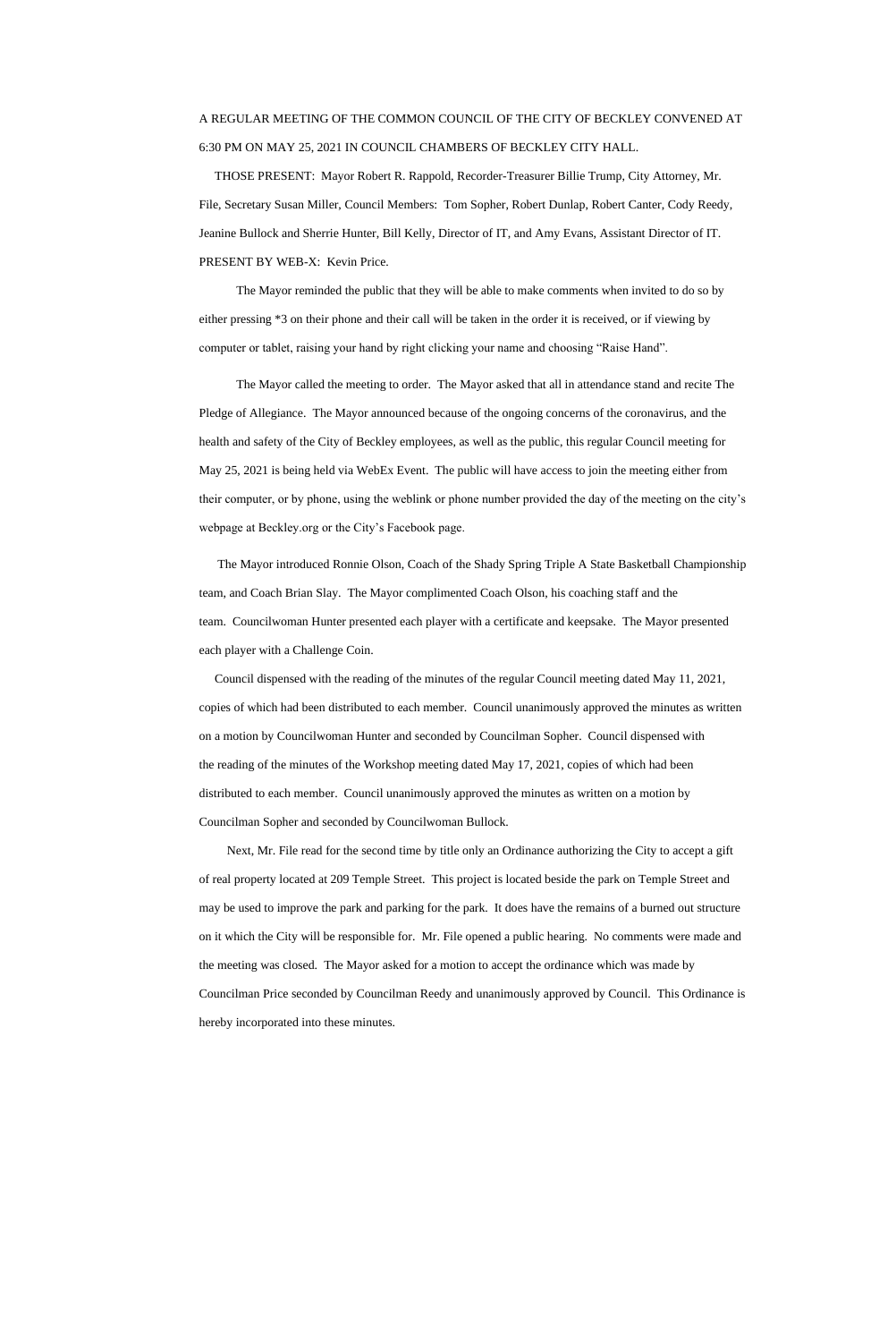A REGULAR MEETING OF THE COMMON COUNCIL OF THE CITY OF BECKLEY CONVENED AT 6:30 PM ON MAY 25, 2021 IN COUNCIL CHAMBERS OF BECKLEY CITY HALL.

THOSE PRESENT: Mayor Robert R. Rappold, Recorder-Treasurer Billie Trump, City Attorney, Mr. File, Secretary Susan Miller, Council Members: Tom Sopher, Robert Dunlap, Robert Canter, Cody Reedy, Jeanine Bullock and Sherrie Hunter, Bill Kelly, Director of IT, and Amy Evans, Assistant Director of IT. PRESENT BY WEB-X: Kevin Price.

The Mayor reminded the public that they will be able to make comments when invited to do so by either pressing *3 on their phone and their call will be taken in the order it is received, or if viewing by computer or tablet, raising your hand by right clicking your name and choosing "Raise Hand".

The Mayor called the meeting to order. The Mayor asked that all in attendance stand and recite The Pledge of Allegiance. The Mayor announced because of the ongoing concerns of the coronavirus, and the health and safety of the City of Beckley employees, as well as the public, this regular Council meeting for May 25, 2021 is being held via WebEx Event. The public will have access to join the meeting either from their computer, or by phone, using the weblink or phone number provided the day of the meeting on the city's webpage at Beckley.org or the City's Facebook page.

The Mayor introduced Ronnie Olson, Coach of the Shady Spring Triple A State Basketball Championship team, and Coach Brian Slay. The Mayor complimented Coach Olson, his coaching staff and the team. Councilwoman Hunter presented each player with a certificate and keepsake. The Mayor presented each player with a Challenge Coin.

Council dispensed with the reading of the minutes of the regular Council meeting dated May 11, 2021, copies of which had been distributed to each member. Council unanimously approved the minutes as written on a motion by Councilwoman Hunter and seconded by Councilman Sopher. Council dispensed with the reading of the minutes of the Workshop meeting dated May 17, 2021, copies of which had been distributed to each member. Council unanimously approved the minutes as written on a motion by Councilman Sopher and seconded by Councilwoman Bullock.

Next, Mr. File read for the second time by title only an Ordinance authorizing the City to accept a gift of real property located at 209 Temple Street. This project is located beside the park on Temple Street and may be used to improve the park and parking for the park. It does have the remains of a burned out structure on it which the City will be responsible for. Mr. File opened a public hearing. No comments were made and the meeting was closed. The Mayor asked for a motion to accept the ordinance which was made by Councilman Price seconded by Councilman Reedy and unanimously approved by Council. This Ordinance is hereby incorporated into these minutes.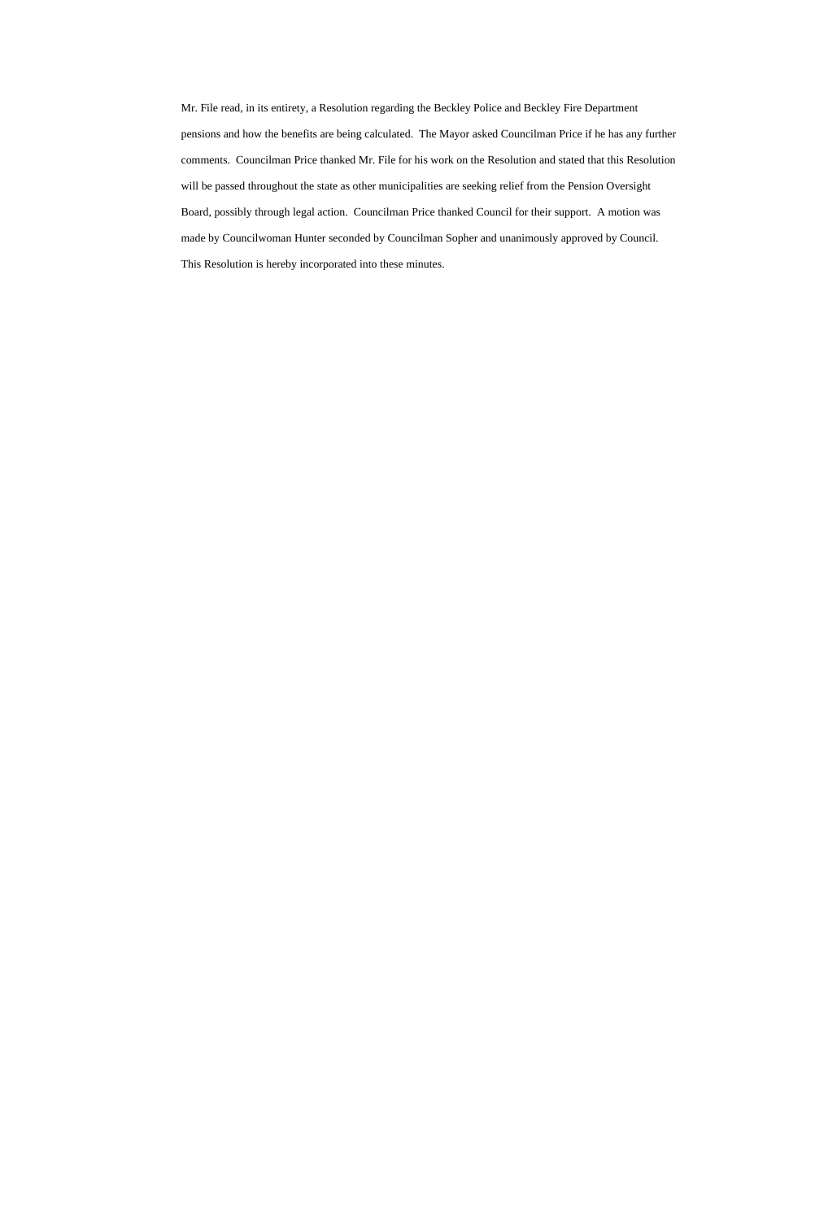Mr. File read, in its entirety, a Resolution regarding the Beckley Police and Beckley Fire Department pensions and how the benefits are being calculated. The Mayor asked Councilman Price if he has any further comments. Councilman Price thanked Mr. File for his work on the Resolution and stated that this Resolution will be passed throughout the state as other municipalities are seeking relief from the Pension Oversight Board, possibly through legal action. Councilman Price thanked Council for their support. A motion was made by Councilwoman Hunter seconded by Councilman Sopher and unanimously approved by Council. This Resolution is hereby incorporated into these minutes.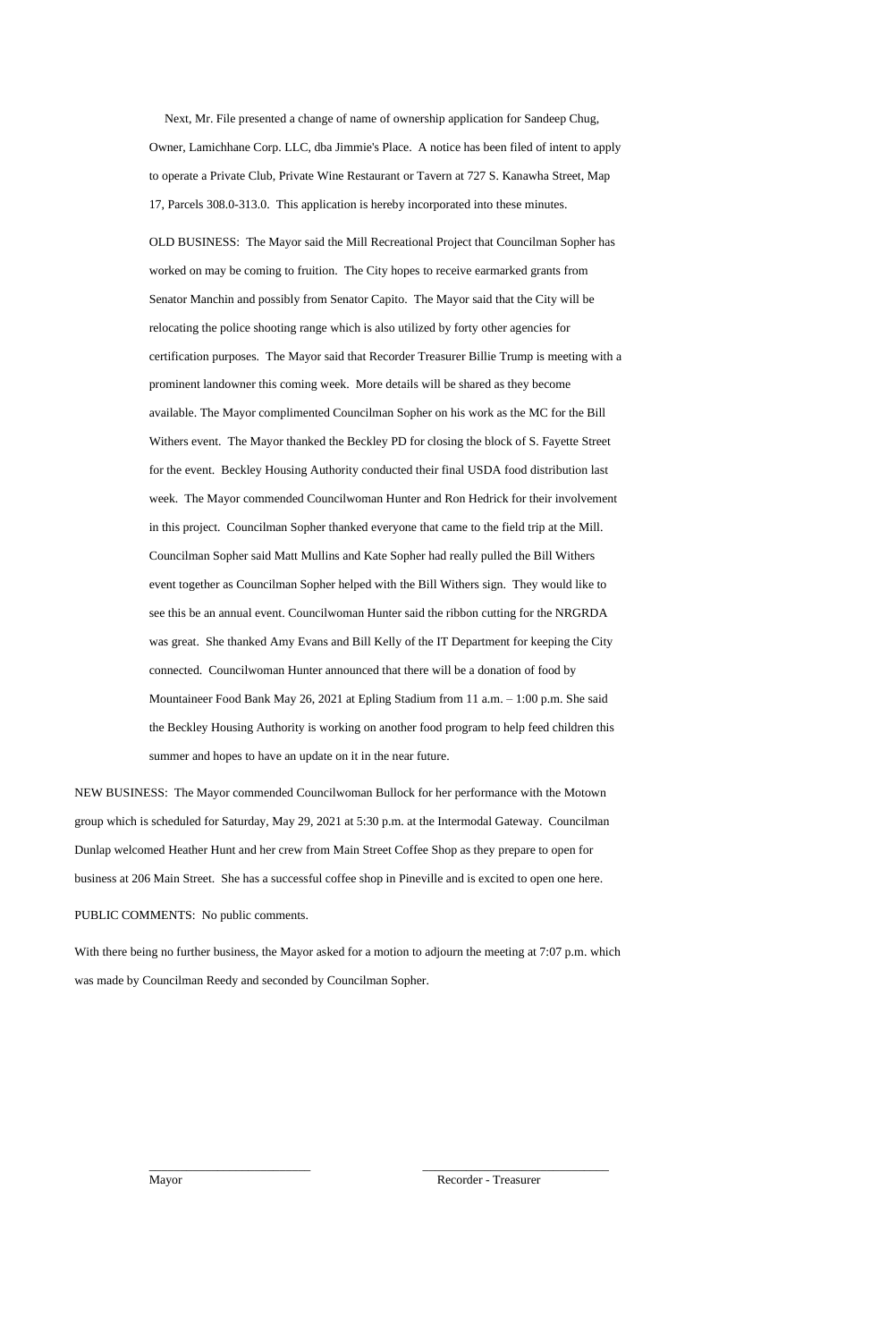Next, Mr. File presented a change of name of ownership application for Sandeep Chug, Owner, Lamichhane Corp. LLC, dba Jimmie's Place. A notice has been filed of intent to apply to operate a Private Club, Private Wine Restaurant or Tavern at 727 S. Kanawha Street, Map 17, Parcels 308.0-313.0. This application is hereby incorporated into these minutes.

OLD BUSINESS: The Mayor said the Mill Recreational Project that Councilman Sopher has worked on may be coming to fruition. The City hopes to receive earmarked grants from Senator Manchin and possibly from Senator Capito. The Mayor said that the City will be relocating the police shooting range which is also utilized by forty other agencies for certification purposes. The Mayor said that Recorder Treasurer Billie Trump is meeting with a prominent landowner this coming week. More details will be shared as they become available. The Mayor complimented Councilman Sopher on his work as the MC for the Bill Withers event. The Mayor thanked the Beckley PD for closing the block of S. Fayette Street for the event. Beckley Housing Authority conducted their final USDA food distribution last week. The Mayor commended Councilwoman Hunter and Ron Hedrick for their involvement in this project. Councilman Sopher thanked everyone that came to the field trip at the Mill. Councilman Sopher said Matt Mullins and Kate Sopher had really pulled the Bill Withers event together as Councilman Sopher helped with the Bill Withers sign. They would like to see this be an annual event. Councilwoman Hunter said the ribbon cutting for the NRGRDA was great. She thanked Amy Evans and Bill Kelly of the IT Department for keeping the City connected. Councilwoman Hunter announced that there will be a donation of food by Mountaineer Food Bank May 26, 2021 at Epling Stadium from 11 a.m. – 1:00 p.m. She said the Beckley Housing Authority is working on another food program to help feed children this summer and hopes to have an update on it in the near future.

NEW BUSINESS: The Mayor commended Councilwoman Bullock for her performance with the Motown group which is scheduled for Saturday, May 29, 2021 at 5:30 p.m. at the Intermodal Gateway. Councilman Dunlap welcomed Heather Hunt and her crew from Main Street Coffee Shop as they prepare to open for business at 206 Main Street. She has a successful coffee shop in Pineville and is excited to open one here.

PUBLIC COMMENTS: No public comments.

With there being no further business, the Mayor asked for a motion to adjourn the meeting at 7:07 p.m. which was made by Councilman Reedy and seconded by Councilman Sopher.

\_\_\_\_\_\_\_\_\_\_\_\_\_\_\_\_\_\_\_\_\_\_\_\_\_\_ \_\_\_\_\_\_\_\_\_\_\_\_\_\_\_\_\_\_\_\_\_\_\_\_\_\_\_\_\_\_

Mayor Recorder - Treasurer